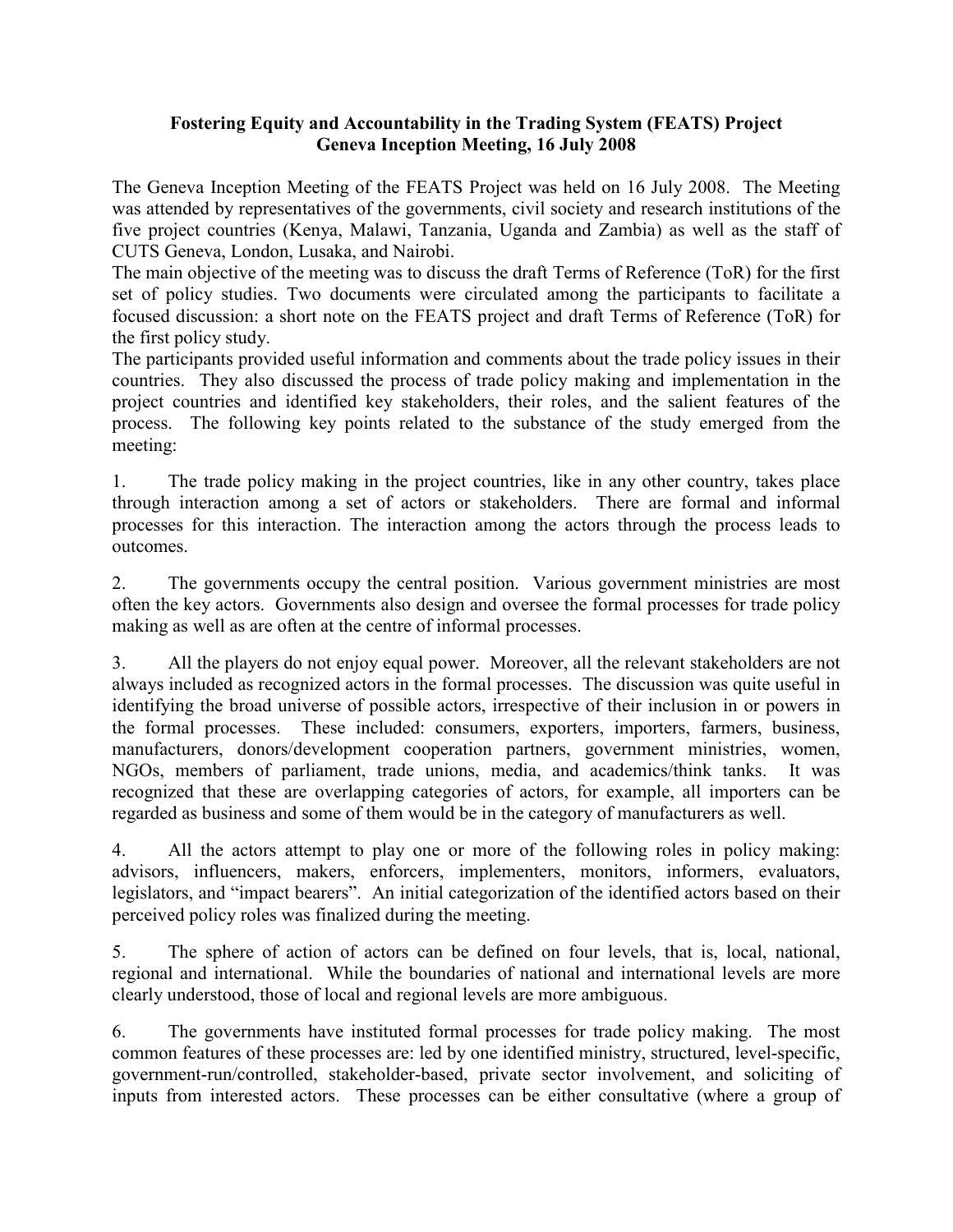**Fostering Equity and Accountability in the Trading System (FEATS) Project**
**Geneva Inception Meeting, 16 July 2008**

The Geneva Inception Meeting of the FEATS Project was held on 16 July 2008. The Meeting was attended by representatives of the governments, civil society and research institutions of the five project countries (Kenya, Malawi, Tanzania, Uganda and Zambia) as well as the staff of CUTS Geneva, London, Lusaka, and Nairobi.

The main objective of the meeting was to discuss the draft Terms of Reference (ToR) for the first set of policy studies. Two documents were circulated among the participants to facilitate a focused discussion: a short note on the FEATS project and draft Terms of Reference (ToR) for the first policy study.

The participants provided useful information and comments about the trade policy issues in their countries. They also discussed the process of trade policy making and implementation in the project countries and identified key stakeholders, their roles, and the salient features of the process. The following key points related to the substance of the study emerged from the meeting:

1. The trade policy making in the project countries, like in any other country, takes place through interaction among a set of actors or stakeholders. There are formal and informal processes for this interaction. The interaction among the actors through the process leads to outcomes.

2. The governments occupy the central position. Various government ministries are most often the key actors. Governments also design and oversee the formal processes for trade policy making as well as are often at the centre of informal processes.

3. All the players do not enjoy equal power. Moreover, all the relevant stakeholders are not always included as recognized actors in the formal processes. The discussion was quite useful in identifying the broad universe of possible actors, irrespective of their inclusion in or powers in the formal processes. These included: consumers, exporters, importers, farmers, business, manufacturers, donors/development cooperation partners, government ministries, women, NGOs, members of parliament, trade unions, media, and academics/think tanks. It was recognized that these are overlapping categories of actors, for example, all importers can be regarded as business and some of them would be in the category of manufacturers as well.

4. All the actors attempt to play one or more of the following roles in policy making: advisors, influencers, makers, enforcers, implementers, monitors, informers, evaluators, legislators, and "impact bearers". An initial categorization of the identified actors based on their perceived policy roles was finalized during the meeting.

5. The sphere of action of actors can be defined on four levels, that is, local, national, regional and international. While the boundaries of national and international levels are more clearly understood, those of local and regional levels are more ambiguous.

6. The governments have instituted formal processes for trade policy making. The most common features of these processes are: led by one identified ministry, structured, level-specific, government-run/controlled, stakeholder-based, private sector involvement, and soliciting of inputs from interested actors. These processes can be either consultative (where a group of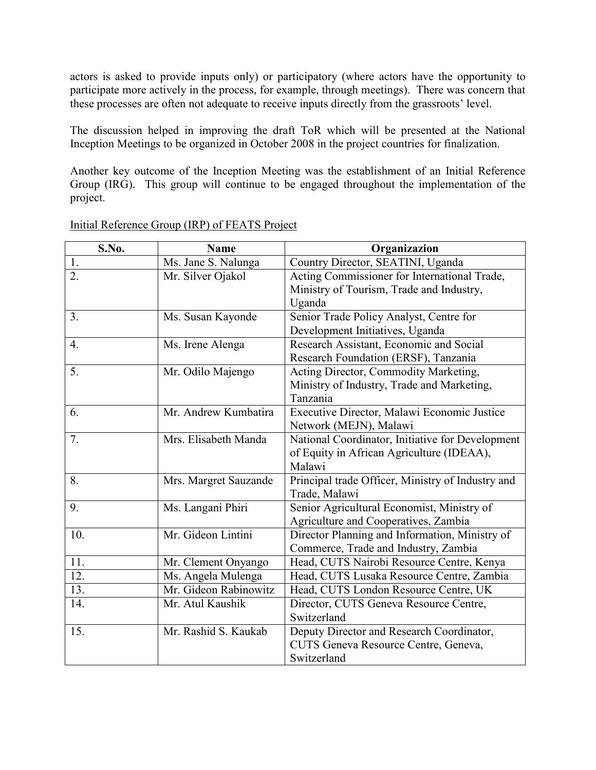actors is asked to provide inputs only) or participatory (where actors have the opportunity to participate more actively in the process, for example, through meetings). There was concern that these processes are often not adequate to receive inputs directly from the grassroots' level.

The discussion helped in improving the draft ToR which will be presented at the National Inception Meetings to be organized in October 2008 in the project countries for finalization.

Another key outcome of the Inception Meeting was the establishment of an Initial Reference Group (IRG). This group will continue to be engaged throughout the implementation of the project.

Initial Reference Group (IRP) of FEATS Project

| S.No. | Name | Organizazion |
|---|---|---|
| 1. | Ms. Jane S. Nalunga | Country Director, SEATINI, Uganda |
| 2. | Mr. Silver Ojakol | Acting Commissioner for International Trade, Ministry of Tourism, Trade and Industry, Uganda |
| 3. | Ms. Susan Kayonde | Senior Trade Policy Analyst, Centre for Development Initiatives, Uganda |
| 4. | Ms. Irene Alenga | Research Assistant, Economic and Social Research Foundation (ERSF), Tanzania |
| 5. | Mr. Odilo Majengo | Acting Director, Commodity Marketing, Ministry of Industry, Trade and Marketing, Tanzania |
| 6. | Mr. Andrew Kumbatira | Executive Director, Malawi Economic Justice Network (MEJN), Malawi |
| 7. | Mrs. Elisabeth Manda | National Coordinator, Initiative for Development of Equity in African Agriculture (IDEAA), Malawi |
| 8. | Mrs. Margret Sauzande | Principal trade Officer, Ministry of Industry and Trade, Malawi |
| 9. | Ms. Langani Phiri | Senior Agricultural Economist, Ministry of Agriculture and Cooperatives, Zambia |
| 10. | Mr. Gideon Lintini | Director Planning and Information, Ministry of Commerce, Trade and Industry, Zambia |
| 11. | Mr. Clement Onyango | Head, CUTS Nairobi Resource Centre, Kenya |
| 12. | Ms. Angela Mulenga | Head, CUTS Lusaka Resource Centre, Zambia |
| 13. | Mr. Gideon Rabinowitz | Head, CUTS London Resource Centre, UK |
| 14. | Mr. Atul Kaushik | Director, CUTS Geneva Resource Centre, Switzerland |
| 15. | Mr. Rashid S. Kaukab | Deputy Director and Research Coordinator, CUTS Geneva Resource Centre, Geneva, Switzerland |